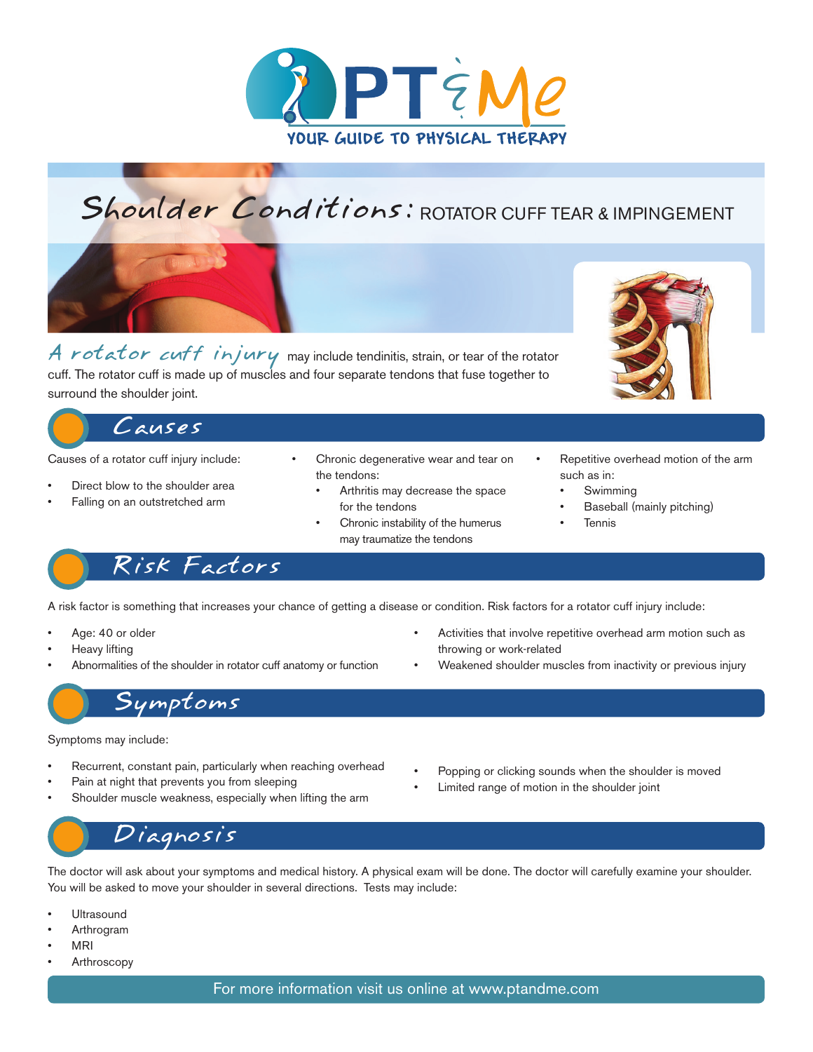PT & Me

YOUR GUIDE TO PHYSICAL THERAPY

# Shoulder Conditions: ROTATOR CUFF TEAR & IMPINGEMENT

**A rotator cuff injury** may include tendinitis, strain, or tear of the rotator cuff. The rotator cuff is made up of muscles and four separate tendons that fuse together to surround the shoulder joint.

## Causes

Causes of a rotator cuff injury include:

- Direct blow to the shoulder area
- Falling on an outstretched arm
- Chronic degenerative wear and tear on the tendons:
  - Arthritis may decrease the space for the tendons
  - Chronic instability of the humerus may traumatize the tendons
- Repetitive overhead motion of the arm such as in:
  - Swimming
  - Baseball (mainly pitching)
  - Tennis

## Risk Factors

A risk factor is something that increases your chance of getting a disease or condition. Risk factors for a rotator cuff injury include:

- Age: 40 or older
- Heavy lifting
- Abnormalities of the shoulder in rotator cuff anatomy or function
- Activities that involve repetitive overhead arm motion such as throwing or work-related
- Weakened shoulder muscles from inactivity or previous injury

## Symptoms

Symptoms may include:

- Recurrent, constant pain, particularly when reaching overhead
- Pain at night that prevents you from sleeping
- Shoulder muscle weakness, especially when lifting the arm
- Popping or clicking sounds when the shoulder is moved
- Limited range of motion in the shoulder joint

## Diagnosis

The doctor will ask about your symptoms and medical history. A physical exam will be done. The doctor will carefully examine your shoulder. You will be asked to move your shoulder in several directions. Tests may include:

- Ultrasound
- Arthrogram
- MRI
- Arthroscopy

For more information visit us online at www.ptandme.com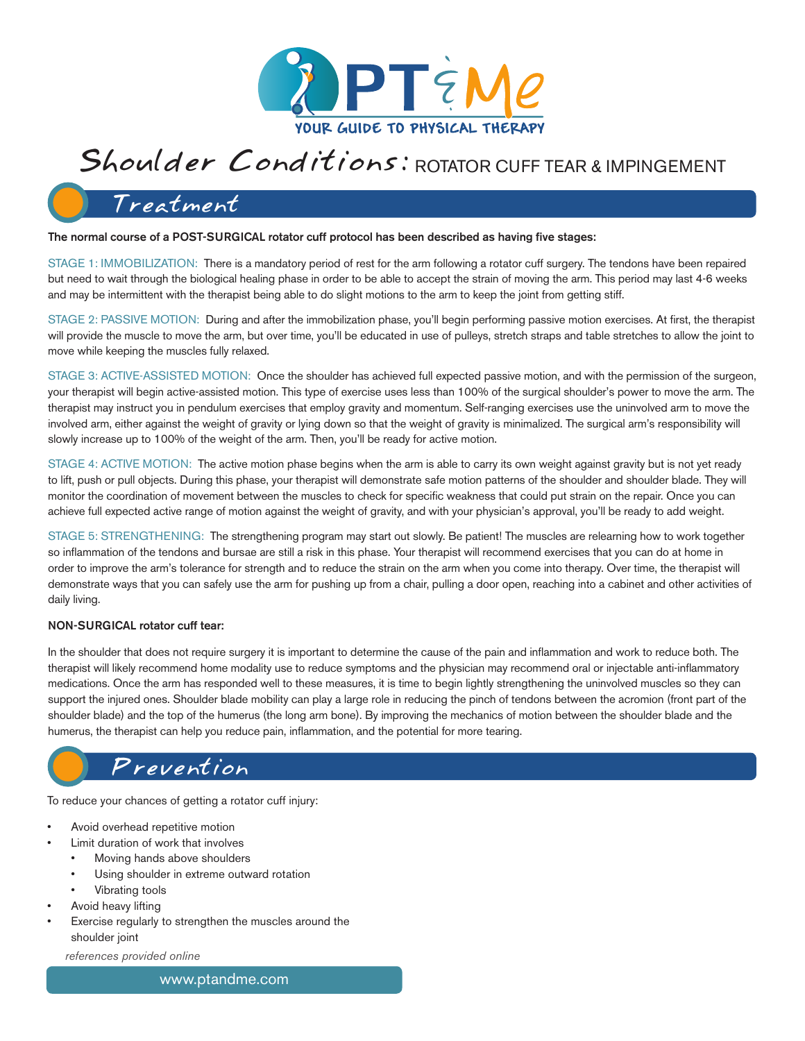PT & Me

YOUR GUIDE TO PHYSICAL THERAPY

# Shoulder Conditions: ROTATOR CUFF TEAR & IMPINGEMENT

## Treatment

**The normal course of a POST-SURGICAL rotator cuff protocol has been described as having five stages:**

STAGE 1: IMMOBILIZATION: There is a mandatory period of rest for the arm following a rotator cuff surgery. The tendons have been repaired but need to wait through the biological healing phase in order to be able to accept the strain of moving the arm. This period may last 4-6 weeks and may be intermittent with the therapist being able to do slight motions to the arm to keep the joint from getting stiff.

STAGE 2: PASSIVE MOTION: During and after the immobilization phase, you'll begin performing passive motion exercises. At first, the therapist will provide the muscle to move the arm, but over time, you'll be educated in use of pulleys, stretch straps and table stretches to allow the joint to move while keeping the muscles fully relaxed.

STAGE 3: ACTIVE-ASSISTED MOTION: Once the shoulder has achieved full expected passive motion, and with the permission of the surgeon, your therapist will begin active-assisted motion. This type of exercise uses less than 100% of the surgical shoulder's power to move the arm. The therapist may instruct you in pendulum exercises that employ gravity and momentum. Self-ranging exercises use the uninvolved arm to move the involved arm, either against the weight of gravity or lying down so that the weight of gravity is minimalized. The surgical arm's responsibility will slowly increase up to 100% of the weight of the arm. Then, you'll be ready for active motion.

STAGE 4: ACTIVE MOTION: The active motion phase begins when the arm is able to carry its own weight against gravity but is not yet ready to lift, push or pull objects. During this phase, your therapist will demonstrate safe motion patterns of the shoulder and shoulder blade. They will monitor the coordination of movement between the muscles to check for specific weakness that could put strain on the repair. Once you can achieve full expected active range of motion against the weight of gravity, and with your physician's approval, you'll be ready to add weight.

STAGE 5: STRENGTHENING: The strengthening program may start out slowly. Be patient! The muscles are relearning how to work together so inflammation of the tendons and bursae are still a risk in this phase. Your therapist will recommend exercises that you can do at home in order to improve the arm's tolerance for strength and to reduce the strain on the arm when you come into therapy. Over time, the therapist will demonstrate ways that you can safely use the arm for pushing up from a chair, pulling a door open, reaching into a cabinet and other activities of daily living.

**NON-SURGICAL rotator cuff tear:**

In the shoulder that does not require surgery it is important to determine the cause of the pain and inflammation and work to reduce both. The therapist will likely recommend home modality use to reduce symptoms and the physician may recommend oral or injectable anti-inflammatory medications. Once the arm has responded well to these measures, it is time to begin lightly strengthening the uninvolved muscles so they can support the injured ones. Shoulder blade mobility can play a large role in reducing the pinch of tendons between the acromion (front part of the shoulder blade) and the top of the humerus (the long arm bone). By improving the mechanics of motion between the shoulder blade and the humerus, the therapist can help you reduce pain, inflammation, and the potential for more tearing.

## Prevention

To reduce your chances of getting a rotator cuff injury:

- Avoid overhead repetitive motion
- Limit duration of work that involves
  - Moving hands above shoulders
  - Using shoulder in extreme outward rotation
  - Vibrating tools
- Avoid heavy lifting
- Exercise regularly to strengthen the muscles around the shoulder joint

*references provided online*

www.ptandme.com